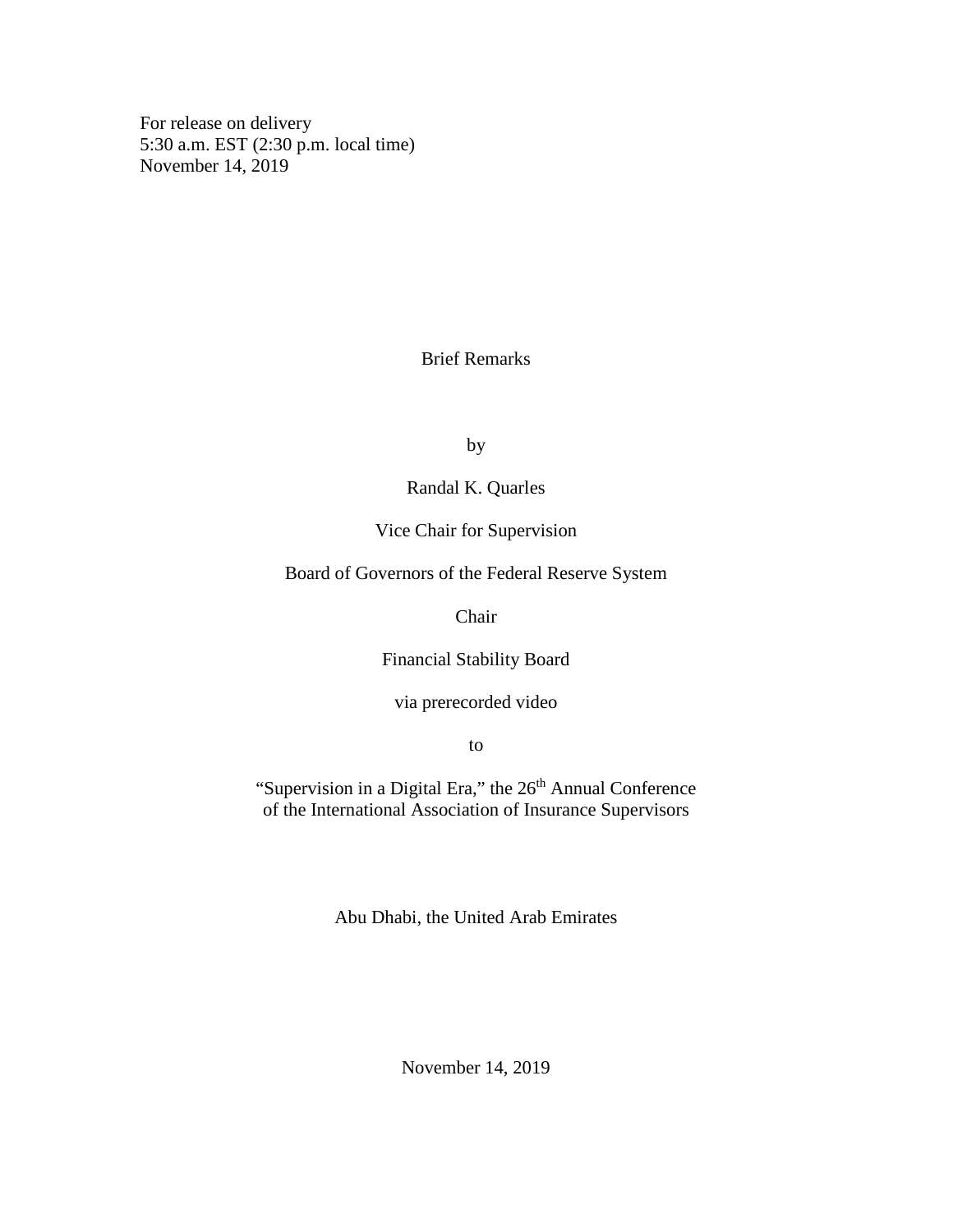For release on delivery
5:30 a.m. EST (2:30 p.m. local time)
November 14, 2019

# Brief Remarks

by

Randal K. Quarles

Vice Chair for Supervision

Board of Governors of the Federal Reserve System

Chair

Financial Stability Board

via prerecorded video

to

"Supervision in a Digital Era," the 26th Annual Conference of the International Association of Insurance Supervisors

Abu Dhabi, the United Arab Emirates

November 14, 2019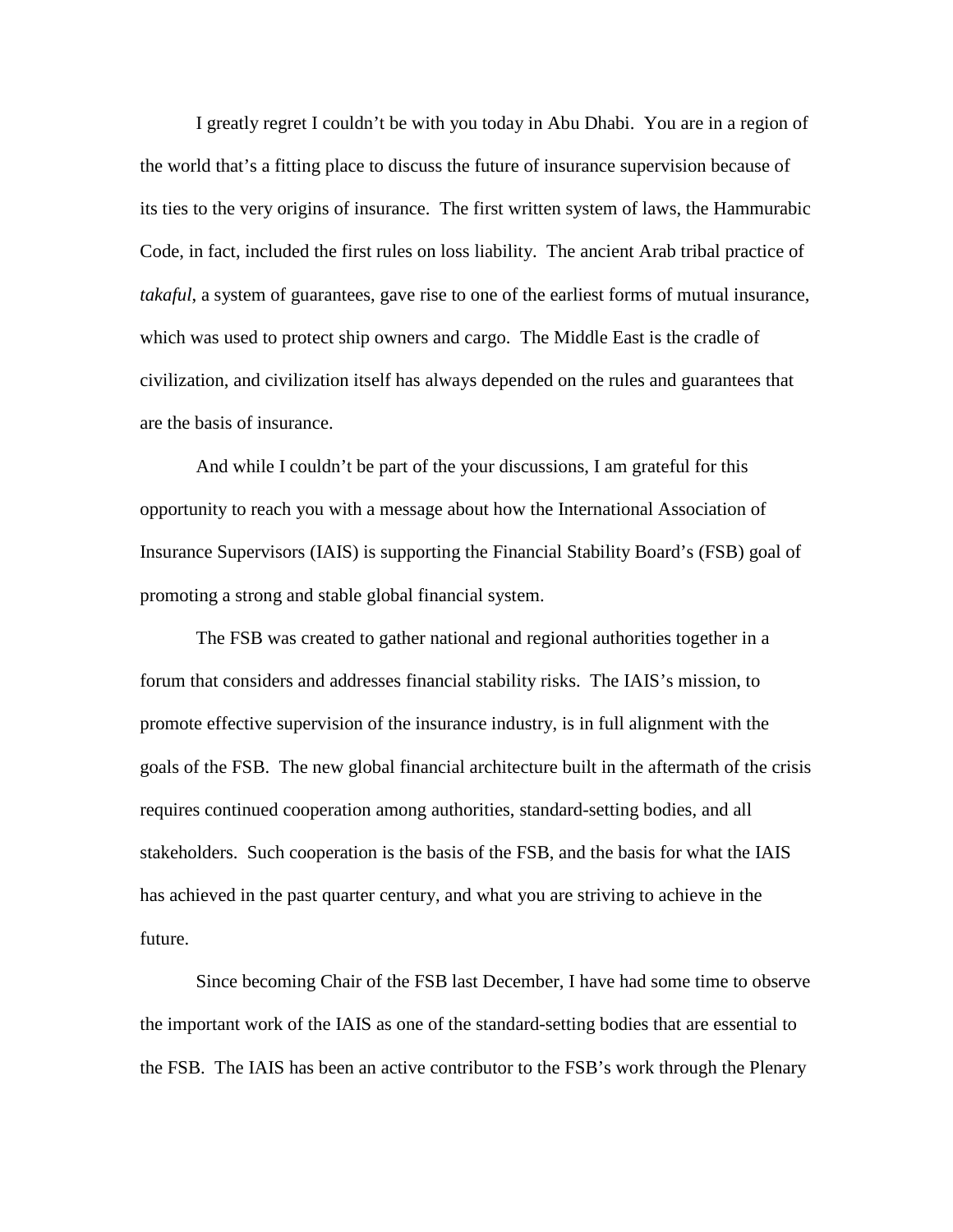I greatly regret I couldn't be with you today in Abu Dhabi. You are in a region of the world that's a fitting place to discuss the future of insurance supervision because of its ties to the very origins of insurance. The first written system of laws, the Hammurabic Code, in fact, included the first rules on loss liability. The ancient Arab tribal practice of *takaful*, a system of guarantees, gave rise to one of the earliest forms of mutual insurance, which was used to protect ship owners and cargo. The Middle East is the cradle of civilization, and civilization itself has always depended on the rules and guarantees that are the basis of insurance.

And while I couldn't be part of the your discussions, I am grateful for this opportunity to reach you with a message about how the International Association of Insurance Supervisors (IAIS) is supporting the Financial Stability Board's (FSB) goal of promoting a strong and stable global financial system.

The FSB was created to gather national and regional authorities together in a forum that considers and addresses financial stability risks. The IAIS's mission, to promote effective supervision of the insurance industry, is in full alignment with the goals of the FSB. The new global financial architecture built in the aftermath of the crisis requires continued cooperation among authorities, standard-setting bodies, and all stakeholders. Such cooperation is the basis of the FSB, and the basis for what the IAIS has achieved in the past quarter century, and what you are striving to achieve in the future.

Since becoming Chair of the FSB last December, I have had some time to observe the important work of the IAIS as one of the standard-setting bodies that are essential to the FSB. The IAIS has been an active contributor to the FSB's work through the Plenary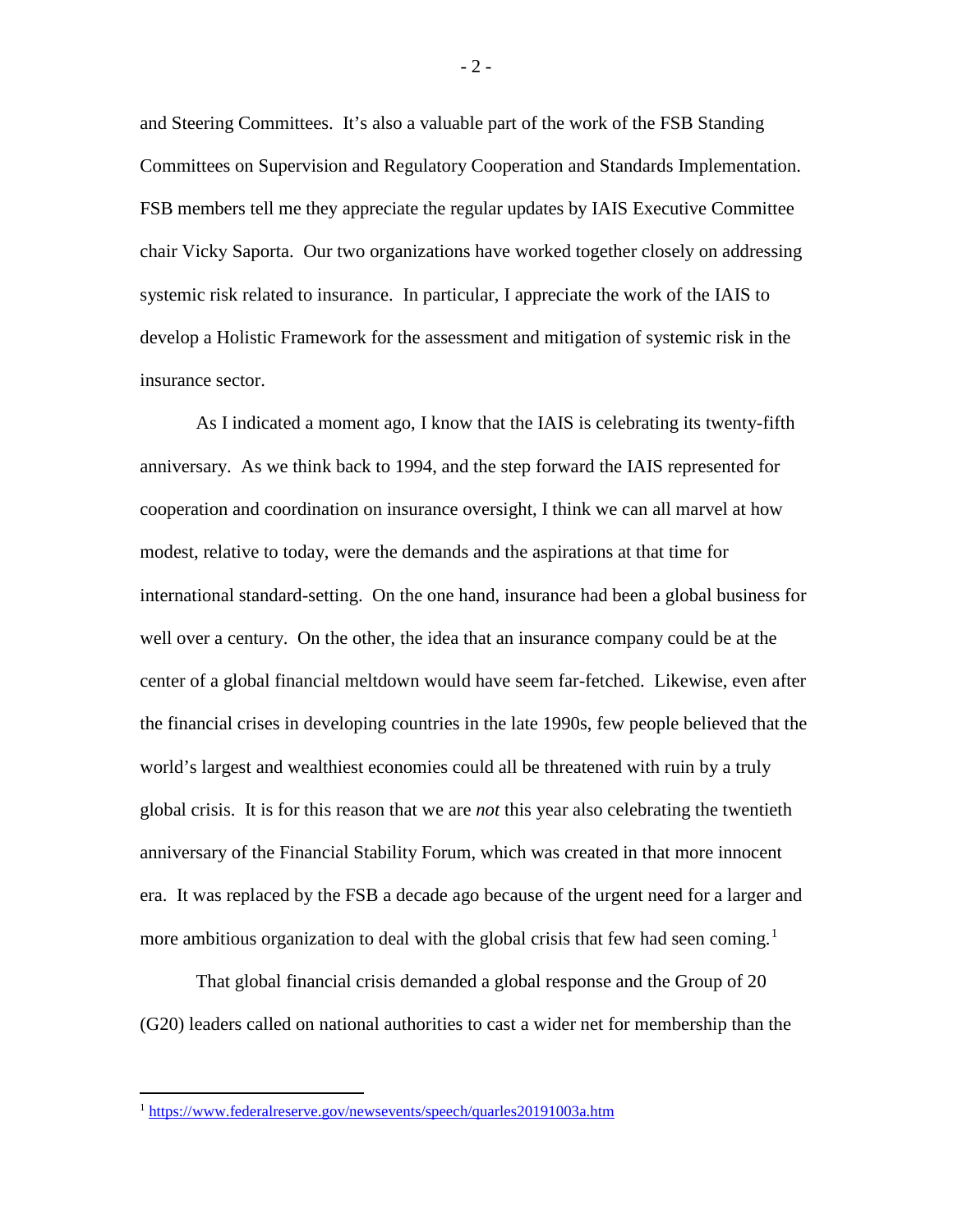and Steering Committees. It's also a valuable part of the work of the FSB Standing Committees on Supervision and Regulatory Cooperation and Standards Implementation. FSB members tell me they appreciate the regular updates by IAIS Executive Committee chair Vicky Saporta. Our two organizations have worked together closely on addressing systemic risk related to insurance. In particular, I appreciate the work of the IAIS to develop a Holistic Framework for the assessment and mitigation of systemic risk in the insurance sector.

As I indicated a moment ago, I know that the IAIS is celebrating its twenty-fifth anniversary. As we think back to 1994, and the step forward the IAIS represented for cooperation and coordination on insurance oversight, I think we can all marvel at how modest, relative to today, were the demands and the aspirations at that time for international standard-setting. On the one hand, insurance had been a global business for well over a century. On the other, the idea that an insurance company could be at the center of a global financial meltdown would have seem far-fetched. Likewise, even after the financial crises in developing countries in the late 1990s, few people believed that the world's largest and wealthiest economies could all be threatened with ruin by a truly global crisis. It is for this reason that we are *not* this year also celebrating the twentieth anniversary of the Financial Stability Forum, which was created in that more innocent era. It was replaced by the FSB a decade ago because of the urgent need for a larger and more ambitious organization to deal with the global crisis that few had seen coming.[1]

That global financial crisis demanded a global response and the Group of 20 (G20) leaders called on national authorities to cast a wider net for membership than the

[1] https://www.federalreserve.gov/newsevents/speech/quarles20191003a.htm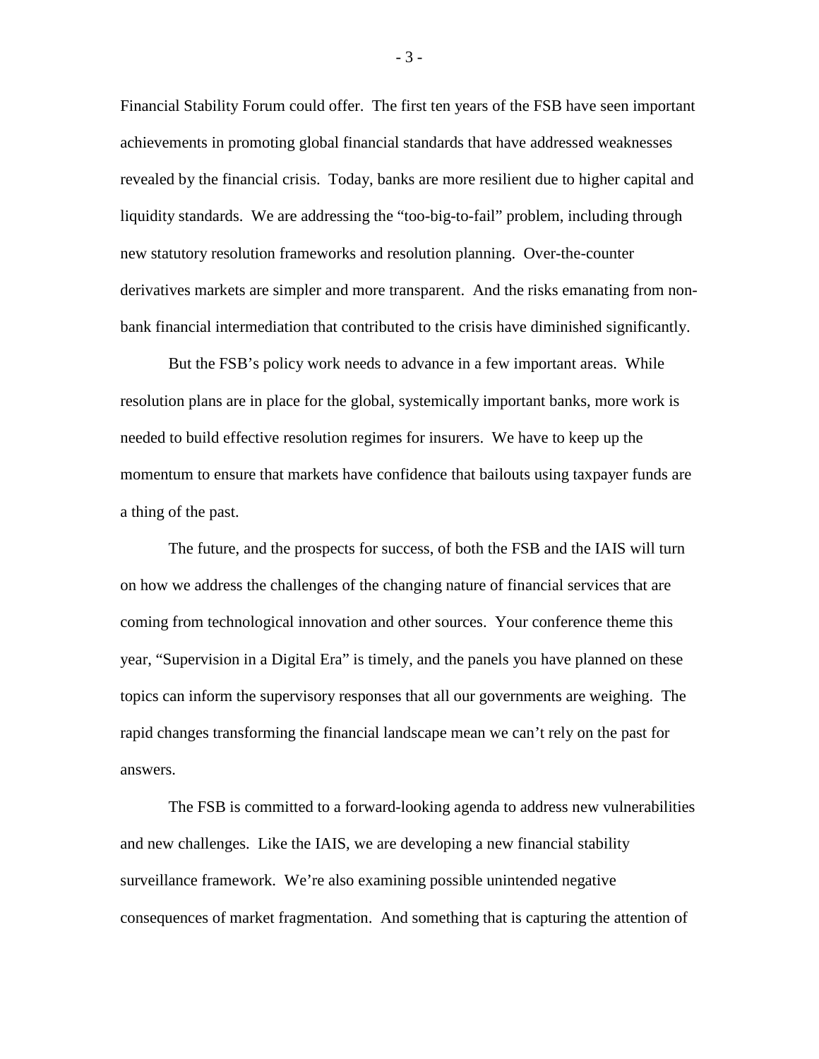Financial Stability Forum could offer. The first ten years of the FSB have seen important achievements in promoting global financial standards that have addressed weaknesses revealed by the financial crisis. Today, banks are more resilient due to higher capital and liquidity standards. We are addressing the "too-big-to-fail" problem, including through new statutory resolution frameworks and resolution planning. Over-the-counter derivatives markets are simpler and more transparent. And the risks emanating from non-bank financial intermediation that contributed to the crisis have diminished significantly.

But the FSB's policy work needs to advance in a few important areas. While resolution plans are in place for the global, systemically important banks, more work is needed to build effective resolution regimes for insurers. We have to keep up the momentum to ensure that markets have confidence that bailouts using taxpayer funds are a thing of the past.

The future, and the prospects for success, of both the FSB and the IAIS will turn on how we address the challenges of the changing nature of financial services that are coming from technological innovation and other sources. Your conference theme this year, "Supervision in a Digital Era" is timely, and the panels you have planned on these topics can inform the supervisory responses that all our governments are weighing. The rapid changes transforming the financial landscape mean we can't rely on the past for answers.

The FSB is committed to a forward-looking agenda to address new vulnerabilities and new challenges. Like the IAIS, we are developing a new financial stability surveillance framework. We're also examining possible unintended negative consequences of market fragmentation. And something that is capturing the attention of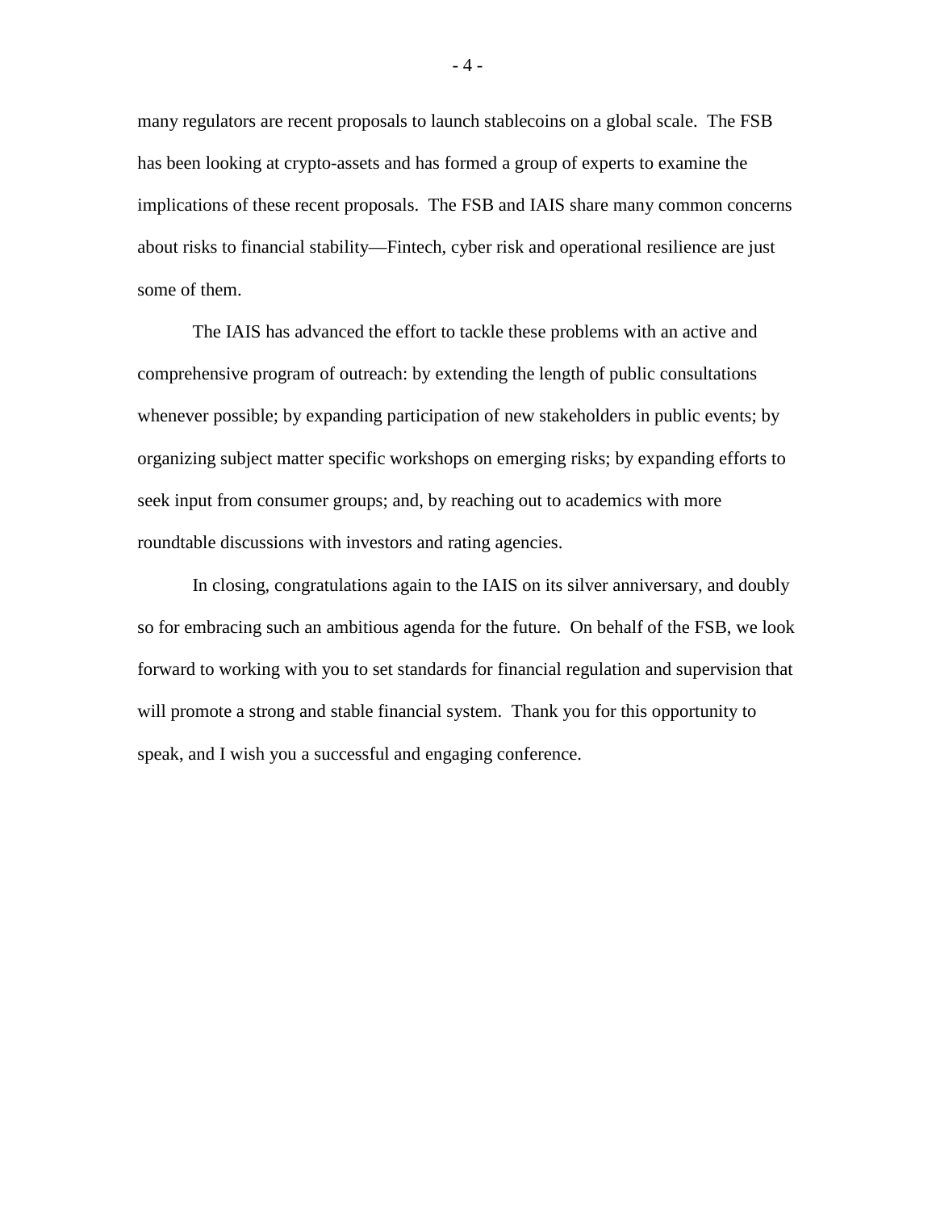many regulators are recent proposals to launch stablecoins on a global scale. The FSB has been looking at crypto-assets and has formed a group of experts to examine the implications of these recent proposals. The FSB and IAIS share many common concerns about risks to financial stability—Fintech, cyber risk and operational resilience are just some of them.

The IAIS has advanced the effort to tackle these problems with an active and comprehensive program of outreach: by extending the length of public consultations whenever possible; by expanding participation of new stakeholders in public events; by organizing subject matter specific workshops on emerging risks; by expanding efforts to seek input from consumer groups; and, by reaching out to academics with more roundtable discussions with investors and rating agencies.

In closing, congratulations again to the IAIS on its silver anniversary, and doubly so for embracing such an ambitious agenda for the future. On behalf of the FSB, we look forward to working with you to set standards for financial regulation and supervision that will promote a strong and stable financial system. Thank you for this opportunity to speak, and I wish you a successful and engaging conference.